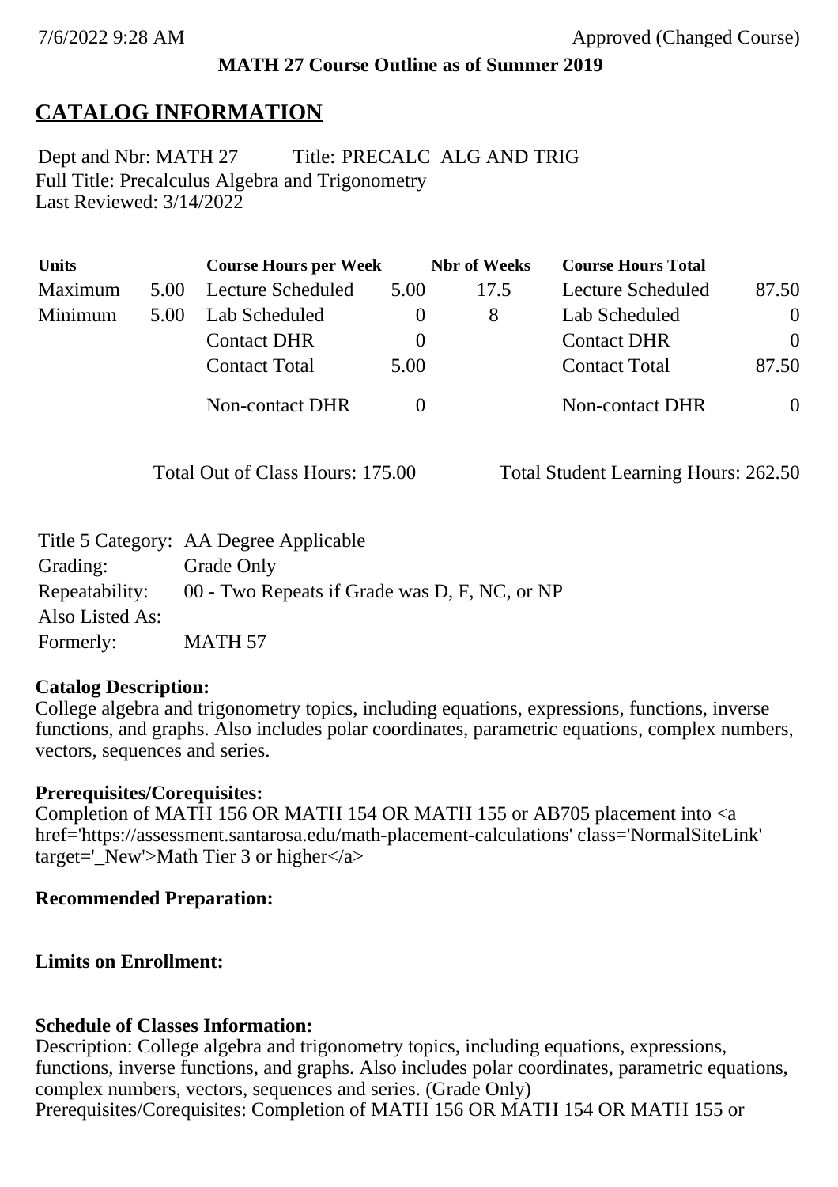**MATH 27 Course Outline as of Summer 2019**

# CATALOG INFORMATION

Dept and Nbr: MATH 27 Title: PRECALC ALG AND TRIG
Full Title: Precalculus Algebra and Trigonometry
Last Reviewed: 3/14/2022

| Units | | Course Hours per Week | | Nbr of Weeks | Course Hours Total | |
|---|---|---|---|---|---|---|
| Maximum | 5.00 | Lecture Scheduled | 5.00 | 17.5 | Lecture Scheduled | 87.50 |
| Minimum | 5.00 | Lab Scheduled | 0 | 8 | Lab Scheduled | 0 |
| | | Contact DHR | 0 | | Contact DHR | 0 |
| | | Contact Total | 5.00 | | Contact Total | 87.50 |
| | | Non-contact DHR | 0 | | Non-contact DHR | 0 |

Total Out of Class Hours: 175.00 Total Student Learning Hours: 262.50

| | |
|---|---|
| Title 5 Category: | AA Degree Applicable |
| Grading: | Grade Only |
| Repeatability: | 00 - Two Repeats if Grade was D, F, NC, or NP |
| Also Listed As: | |
| Formerly: | MATH 57 |

**Catalog Description:**
College algebra and trigonometry topics, including equations, expressions, functions, inverse functions, and graphs. Also includes polar coordinates, parametric equations, complex numbers, vectors, sequences and series.

**Prerequisites/Corequisites:**
Completion of MATH 156 OR MATH 154 OR MATH 155 or AB705 placement into <a href='https://assessment.santarosa.edu/math-placement-calculations' class='NormalSiteLink' target='_New'>Math Tier 3 or higher</a>

**Recommended Preparation:**

**Limits on Enrollment:**

**Schedule of Classes Information:**
Description: College algebra and trigonometry topics, including equations, expressions, functions, inverse functions, and graphs. Also includes polar coordinates, parametric equations, complex numbers, vectors, sequences and series. (Grade Only)
Prerequisites/Corequisites: Completion of MATH 156 OR MATH 154 OR MATH 155 or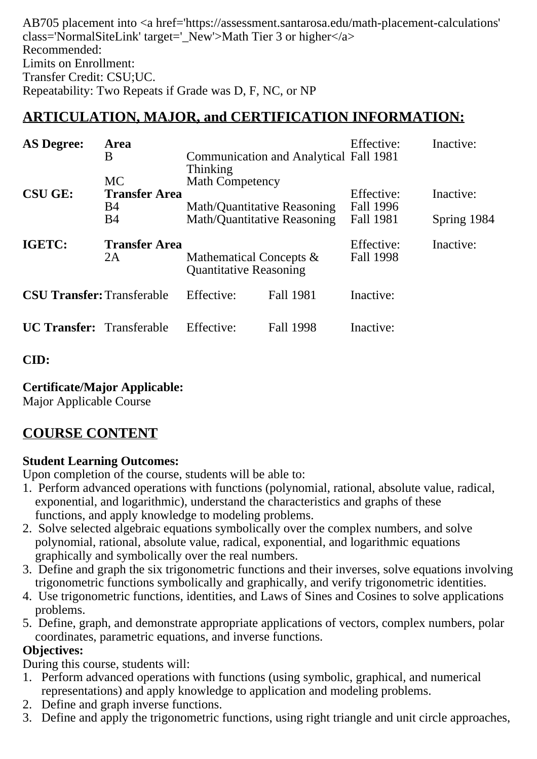AB705 placement into <a href='https://assessment.santarosa.edu/math-placement-calculations' class='NormalSiteLink' target='_New'>Math Tier 3 or higher</a>
Recommended:
Limits on Enrollment:
Transfer Credit: CSU;UC.
Repeatability: Two Repeats if Grade was D, F, NC, or NP

## ARTICULATION, MAJOR, and CERTIFICATION INFORMATION:

| | | | Effective: | Inactive: |
|---|---|---|---|---|
| **AS Degree:** | **Area** | | Effective: | Inactive: |
| | B | Communication and Analytical Thinking | Fall 1981 | |
| | MC | Math Competency | | |
| **CSU GE:** | **Transfer Area** | | Effective: | Inactive: |
| | B4 | Math/Quantitative Reasoning | Fall 1996 | |
| | B4 | Math/Quantitative Reasoning | Fall 1981 | Spring 1984 |
| **IGETC:** | **Transfer Area** | | Effective: | Inactive: |
| | 2A | Mathematical Concepts & Quantitative Reasoning | Fall 1998 | |

| | | | | |
|---|---|---|---|---|
| **CSU Transfer:** | Transferable | Effective: | Fall 1981 | Inactive: |
| **UC Transfer:** | Transferable | Effective: | Fall 1998 | Inactive: |

**CID:**

**Certificate/Major Applicable:**
Major Applicable Course

## COURSE CONTENT

**Student Learning Outcomes:**
Upon completion of the course, students will be able to:

1. Perform advanced operations with functions (polynomial, rational, absolute value, radical, exponential, and logarithmic), understand the characteristics and graphs of these functions, and apply knowledge to modeling problems.
2. Solve selected algebraic equations symbolically over the complex numbers, and solve polynomial, rational, absolute value, radical, exponential, and logarithmic equations graphically and symbolically over the real numbers.
3. Define and graph the six trigonometric functions and their inverses, solve equations involving trigonometric functions symbolically and graphically, and verify trigonometric identities.
4. Use trigonometric functions, identities, and Laws of Sines and Cosines to solve applications problems.
5. Define, graph, and demonstrate appropriate applications of vectors, complex numbers, polar coordinates, parametric equations, and inverse functions.

**Objectives:**
During this course, students will:

1. Perform advanced operations with functions (using symbolic, graphical, and numerical representations) and apply knowledge to application and modeling problems.
2. Define and graph inverse functions.
3. Define and apply the trigonometric functions, using right triangle and unit circle approaches,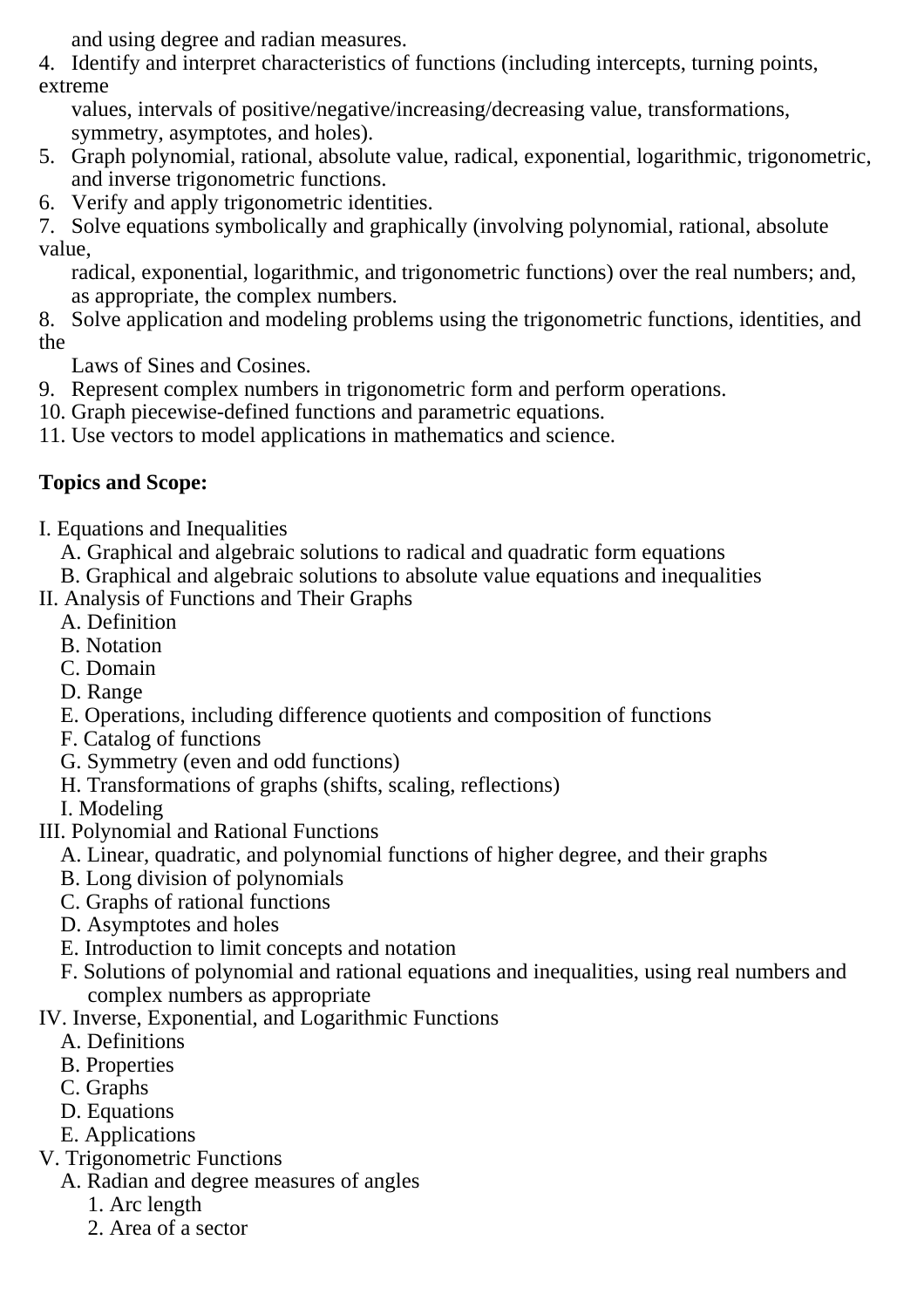and using degree and radian measures.

4. Identify and interpret characteristics of functions (including intercepts, turning points, extreme values, intervals of positive/negative/increasing/decreasing value, transformations, symmetry, asymptotes, and holes).
5. Graph polynomial, rational, absolute value, radical, exponential, logarithmic, trigonometric, and inverse trigonometric functions.
6. Verify and apply trigonometric identities.
7. Solve equations symbolically and graphically (involving polynomial, rational, absolute value, radical, exponential, logarithmic, and trigonometric functions) over the real numbers; and, as appropriate, the complex numbers.
8. Solve application and modeling problems using the trigonometric functions, identities, and the Laws of Sines and Cosines.
9. Represent complex numbers in trigonometric form and perform operations.
10. Graph piecewise-defined functions and parametric equations.
11. Use vectors to model applications in mathematics and science.

**Topics and Scope:**

I. Equations and Inequalities
   - A. Graphical and algebraic solutions to radical and quadratic form equations
   - B. Graphical and algebraic solutions to absolute value equations and inequalities

II. Analysis of Functions and Their Graphs
   - A. Definition
   - B. Notation
   - C. Domain
   - D. Range
   - E. Operations, including difference quotients and composition of functions
   - F. Catalog of functions
   - G. Symmetry (even and odd functions)
   - H. Transformations of graphs (shifts, scaling, reflections)
   - I. Modeling

III. Polynomial and Rational Functions
   - A. Linear, quadratic, and polynomial functions of higher degree, and their graphs
   - B. Long division of polynomials
   - C. Graphs of rational functions
   - D. Asymptotes and holes
   - E. Introduction to limit concepts and notation
   - F. Solutions of polynomial and rational equations and inequalities, using real numbers and complex numbers as appropriate

IV. Inverse, Exponential, and Logarithmic Functions
   - A. Definitions
   - B. Properties
   - C. Graphs
   - D. Equations
   - E. Applications

V. Trigonometric Functions
   - A. Radian and degree measures of angles
     1. Arc length
     2. Area of a sector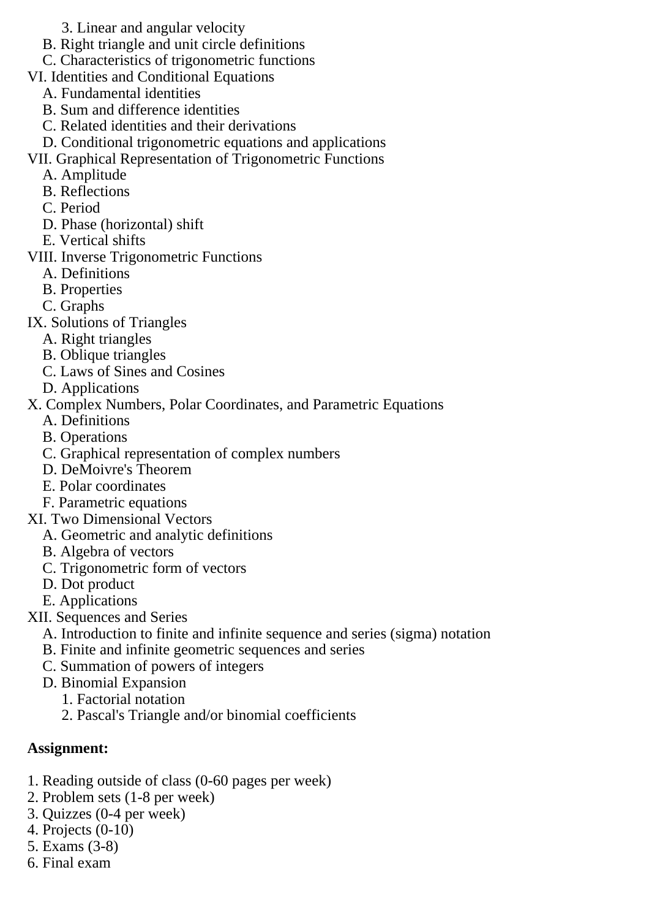3. Linear and angular velocity
   B. Right triangle and unit circle definitions
   C. Characteristics of trigonometric functions
VI. Identities and Conditional Equations
   A. Fundamental identities
   B. Sum and difference identities
   C. Related identities and their derivations
   D. Conditional trigonometric equations and applications
VII. Graphical Representation of Trigonometric Functions
   A. Amplitude
   B. Reflections
   C. Period
   D. Phase (horizontal) shift
   E. Vertical shifts
VIII. Inverse Trigonometric Functions
   A. Definitions
   B. Properties
   C. Graphs
IX. Solutions of Triangles
   A. Right triangles
   B. Oblique triangles
   C. Laws of Sines and Cosines
   D. Applications
X. Complex Numbers, Polar Coordinates, and Parametric Equations
   A. Definitions
   B. Operations
   C. Graphical representation of complex numbers
   D. DeMoivre's Theorem
   E. Polar coordinates
   F. Parametric equations
XI. Two Dimensional Vectors
   A. Geometric and analytic definitions
   B. Algebra of vectors
   C. Trigonometric form of vectors
   D. Dot product
   E. Applications
XII. Sequences and Series
   A. Introduction to finite and infinite sequence and series (sigma) notation
   B. Finite and infinite geometric sequences and series
   C. Summation of powers of integers
   D. Binomial Expansion
      1. Factorial notation
      2. Pascal's Triangle and/or binomial coefficients

**Assignment:**

1. Reading outside of class (0-60 pages per week)
2. Problem sets (1-8 per week)
3. Quizzes (0-4 per week)
4. Projects (0-10)
5. Exams (3-8)
6. Final exam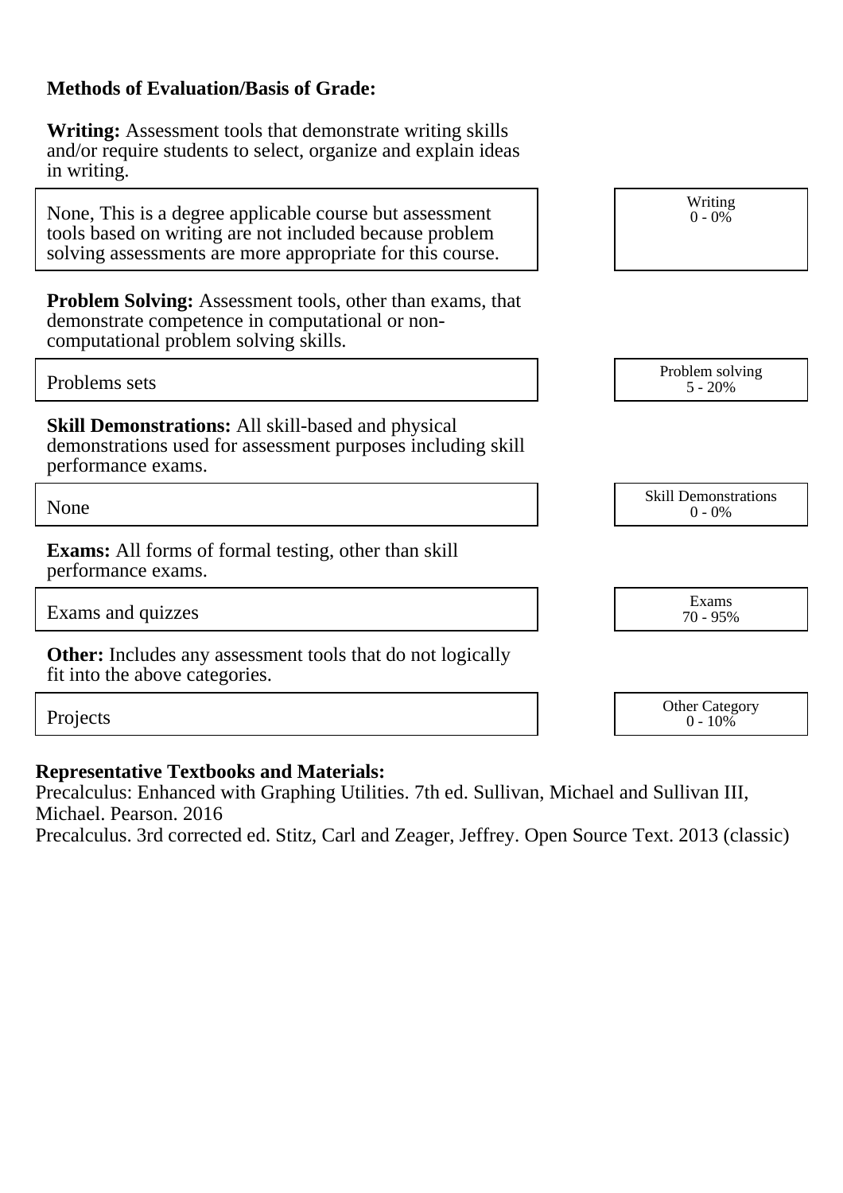**Methods of Evaluation/Basis of Grade:**

**Writing:** Assessment tools that demonstrate writing skills and/or require students to select, organize and explain ideas in writing.

| | |
|---|---|
| None, This is a degree applicable course but assessment tools based on writing are not included because problem solving assessments are more appropriate for this course. | Writing<br>0 - 0% |

**Problem Solving:** Assessment tools, other than exams, that demonstrate competence in computational or non-computational problem solving skills.

| | |
|---|---|
| Problems sets | Problem solving<br>5 - 20% |

**Skill Demonstrations:** All skill-based and physical demonstrations used for assessment purposes including skill performance exams.

| | |
|---|---|
| None | Skill Demonstrations<br>0 - 0% |

**Exams:** All forms of formal testing, other than skill performance exams.

| | |
|---|---|
| Exams and quizzes | Exams<br>70 - 95% |

**Other:** Includes any assessment tools that do not logically fit into the above categories.

| | |
|---|---|
| Projects | Other Category<br>0 - 10% |

**Representative Textbooks and Materials:**

Precalculus: Enhanced with Graphing Utilities. 7th ed. Sullivan, Michael and Sullivan III, Michael. Pearson. 2016

Precalculus. 3rd corrected ed. Stitz, Carl and Zeager, Jeffrey. Open Source Text. 2013 (classic)